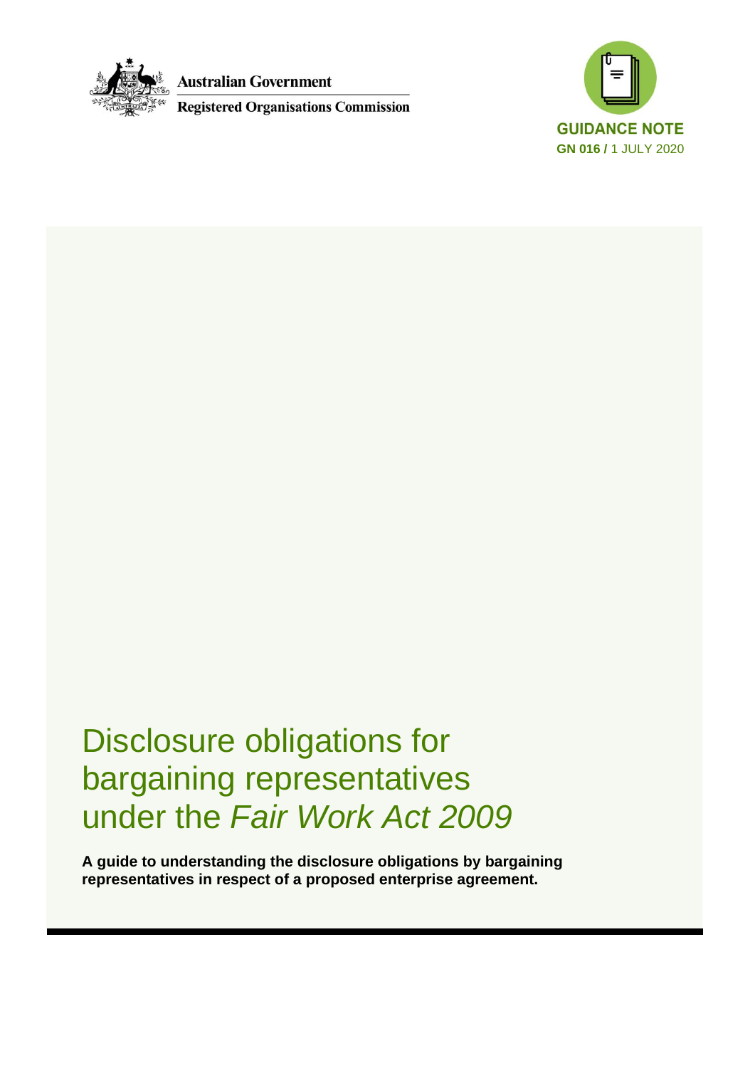Australian Government

Registered Organisations Commission

GUIDANCE NOTE

**GN 016 /** 1 JULY 2020

# Disclosure obligations for bargaining representatives under the *Fair Work Act 2009*

**A guide to understanding the disclosure obligations by bargaining representatives in respect of a proposed enterprise agreement.**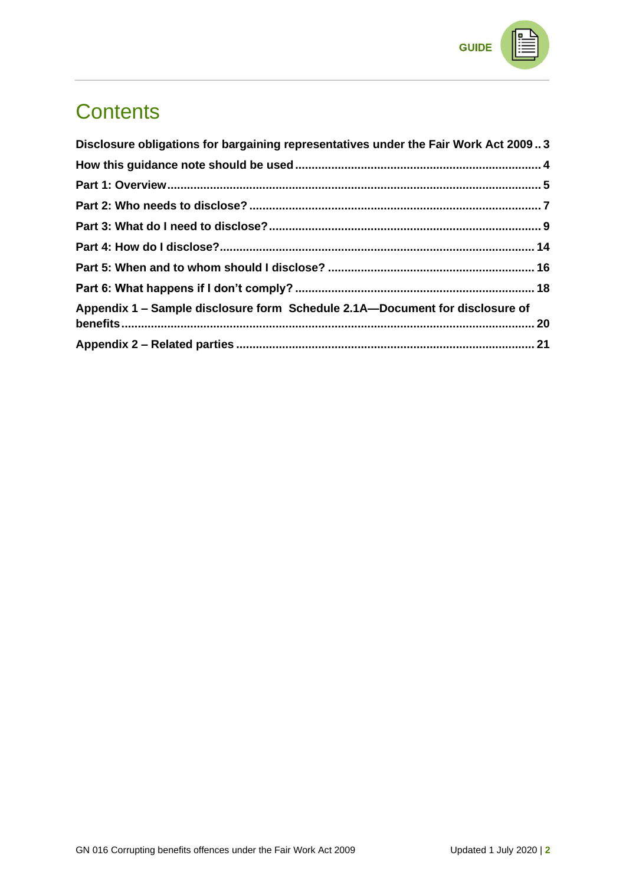# Contents

**Disclosure obligations for bargaining representatives under the Fair Work Act 2009 .. 3**

**How this guidance note should be used .......................................................................... 4**

**Part 1: Overview................................................................................................................ 5**

**Part 2: Who needs to disclose? ........................................................................................ 7**

**Part 3: What do I need to disclose?.................................................................................. 9**

**Part 4: How do I disclose?.............................................................................................. 14**

**Part 5: When and to whom should I disclose? .............................................................. 16**

**Part 6: What happens if I don't comply? ........................................................................ 18**

**Appendix 1 – Sample disclosure form Schedule 2.1A—Document for disclosure of benefits........................................................................................................................... 20**

**Appendix 2 – Related parties ......................................................................................... 21**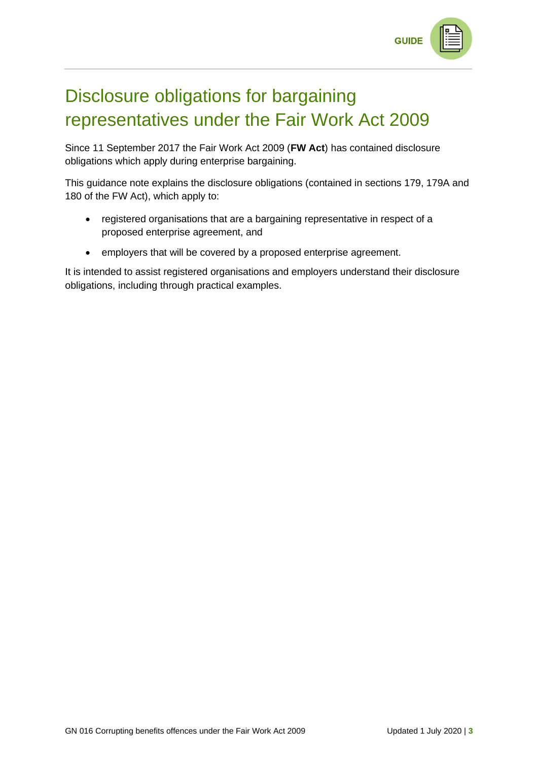# Disclosure obligations for bargaining representatives under the Fair Work Act 2009

Since 11 September 2017 the Fair Work Act 2009 (**FW Act**) has contained disclosure obligations which apply during enterprise bargaining.

This guidance note explains the disclosure obligations (contained in sections 179, 179A and 180 of the FW Act), which apply to:

- registered organisations that are a bargaining representative in respect of a proposed enterprise agreement, and
- employers that will be covered by a proposed enterprise agreement.

It is intended to assist registered organisations and employers understand their disclosure obligations, including through practical examples.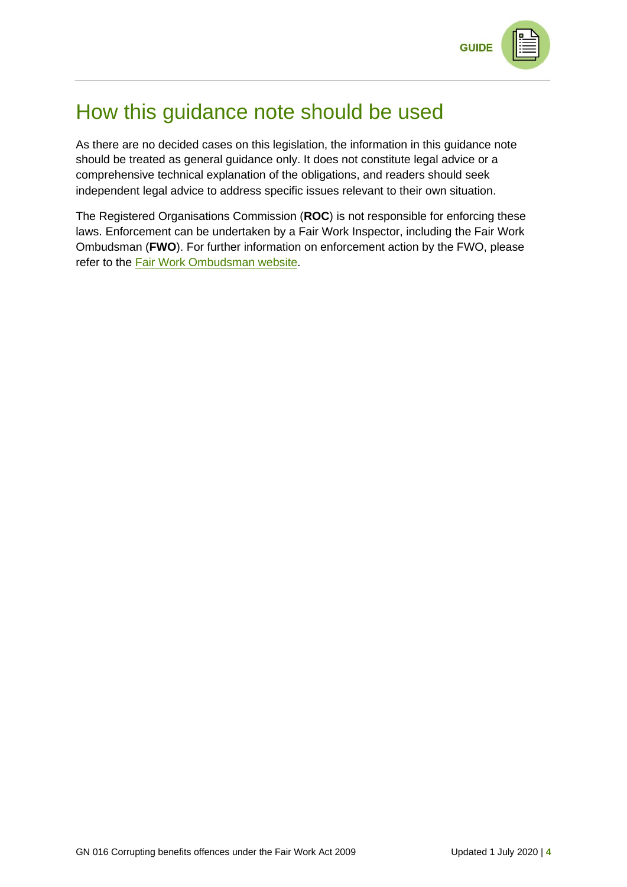# How this guidance note should be used

As there are no decided cases on this legislation, the information in this guidance note should be treated as general guidance only. It does not constitute legal advice or a comprehensive technical explanation of the obligations, and readers should seek independent legal advice to address specific issues relevant to their own situation.

The Registered Organisations Commission (**ROC**) is not responsible for enforcing these laws. Enforcement can be undertaken by a Fair Work Inspector, including the Fair Work Ombudsman (**FWO**). For further information on enforcement action by the FWO, please refer to the Fair Work Ombudsman website.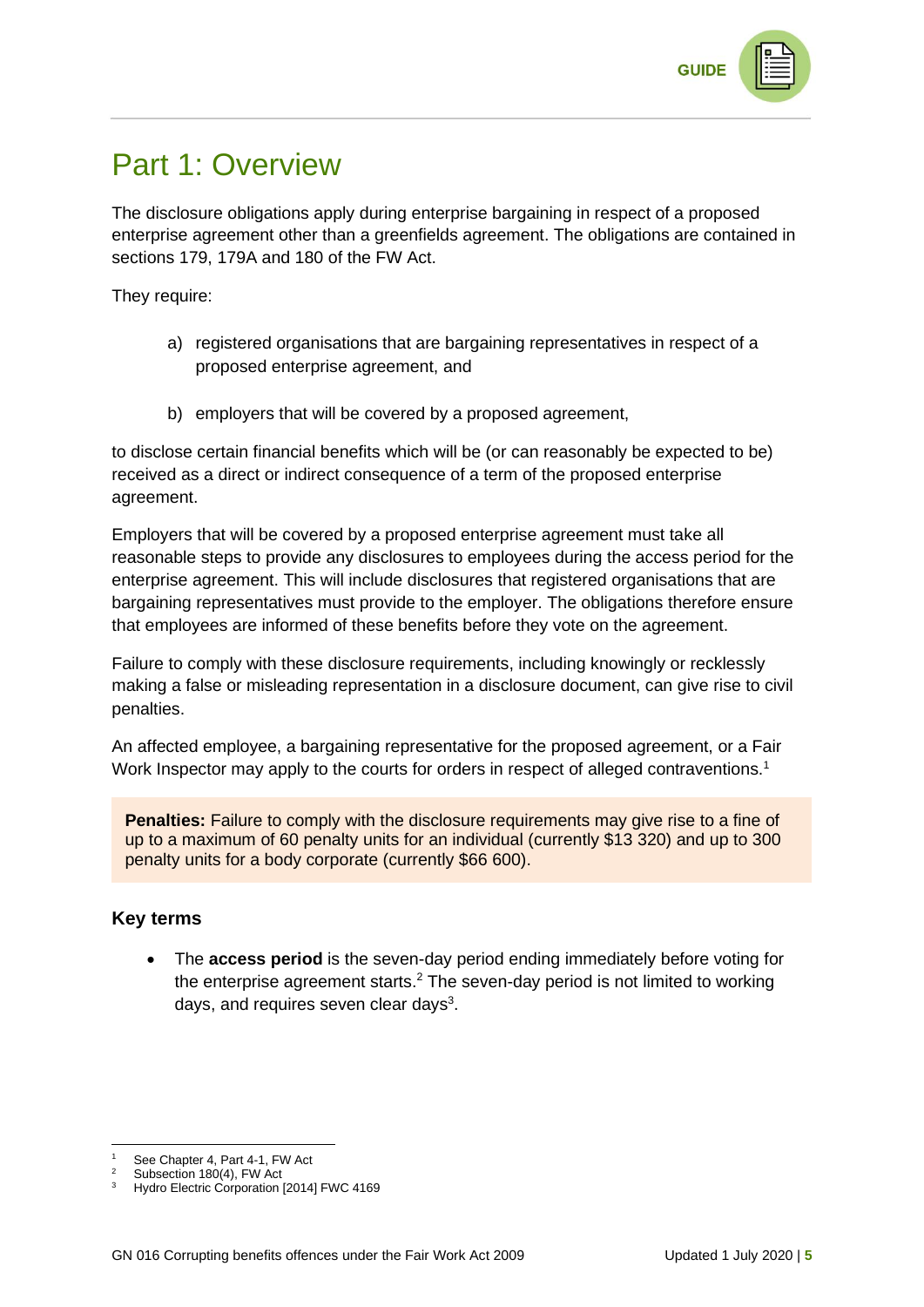# Part 1: Overview

The disclosure obligations apply during enterprise bargaining in respect of a proposed enterprise agreement other than a greenfields agreement. The obligations are contained in sections 179, 179A and 180 of the FW Act.

They require:

a) registered organisations that are bargaining representatives in respect of a proposed enterprise agreement, and

b) employers that will be covered by a proposed agreement,

to disclose certain financial benefits which will be (or can reasonably be expected to be) received as a direct or indirect consequence of a term of the proposed enterprise agreement.

Employers that will be covered by a proposed enterprise agreement must take all reasonable steps to provide any disclosures to employees during the access period for the enterprise agreement. This will include disclosures that registered organisations that are bargaining representatives must provide to the employer. The obligations therefore ensure that employees are informed of these benefits before they vote on the agreement.

Failure to comply with these disclosure requirements, including knowingly or recklessly making a false or misleading representation in a disclosure document, can give rise to civil penalties.

An affected employee, a bargaining representative for the proposed agreement, or a Fair Work Inspector may apply to the courts for orders in respect of alleged contraventions.[1]

> **Penalties:** Failure to comply with the disclosure requirements may give rise to a fine of up to a maximum of 60 penalty units for an individual (currently $13 320) and up to 300 penalty units for a body corporate (currently $66 600).

### Key terms

- The **access period** is the seven-day period ending immediately before voting for the enterprise agreement starts.[2] The seven-day period is not limited to working days, and requires seven clear days[3].

---

[1] See Chapter 4, Part 4-1, FW Act

[2] Subsection 180(4), FW Act

[3] Hydro Electric Corporation [2014] FWC 4169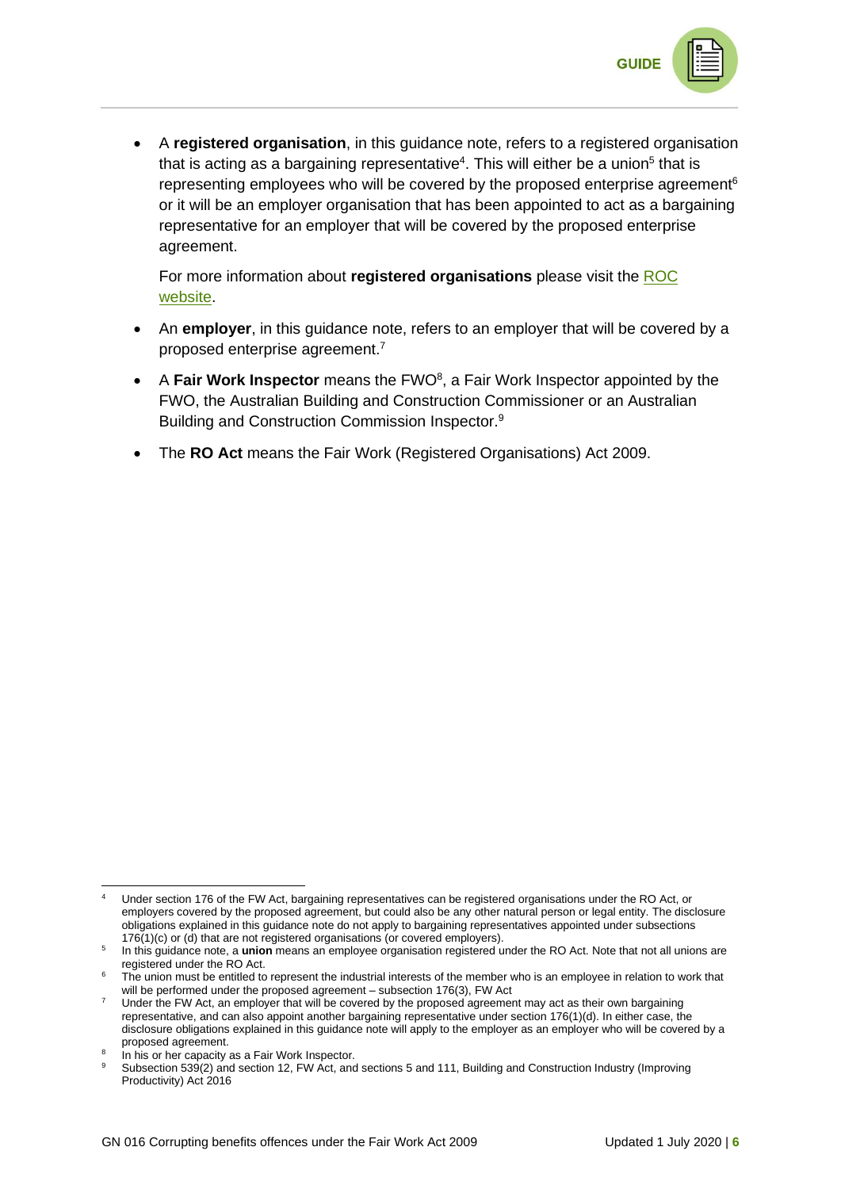- A **registered organisation**, in this guidance note, refers to a registered organisation that is acting as a bargaining representative[4]. This will either be a union[5] that is representing employees who will be covered by the proposed enterprise agreement[6] or it will be an employer organisation that has been appointed to act as a bargaining representative for an employer that will be covered by the proposed enterprise agreement.

  For more information about **registered organisations** please visit the ROC website.

- An **employer**, in this guidance note, refers to an employer that will be covered by a proposed enterprise agreement.[7]

- A **Fair Work Inspector** means the FWO[8], a Fair Work Inspector appointed by the FWO, the Australian Building and Construction Commissioner or an Australian Building and Construction Commission Inspector.[9]

- The **RO Act** means the Fair Work (Registered Organisations) Act 2009.

---

[4] Under section 176 of the FW Act, bargaining representatives can be registered organisations under the RO Act, or employers covered by the proposed agreement, but could also be any other natural person or legal entity. The disclosure obligations explained in this guidance note do not apply to bargaining representatives appointed under subsections 176(1)(c) or (d) that are not registered organisations (or covered employers).

[5] In this guidance note, a **union** means an employee organisation registered under the RO Act. Note that not all unions are registered under the RO Act.

[6] The union must be entitled to represent the industrial interests of the member who is an employee in relation to work that will be performed under the proposed agreement – subsection 176(3), FW Act

[7] Under the FW Act, an employer that will be covered by the proposed agreement may act as their own bargaining representative, and can also appoint another bargaining representative under section 176(1)(d). In either case, the disclosure obligations explained in this guidance note will apply to the employer as an employer who will be covered by a proposed agreement.

[8] In his or her capacity as a Fair Work Inspector.

[9] Subsection 539(2) and section 12, FW Act, and sections 5 and 111, Building and Construction Industry (Improving Productivity) Act 2016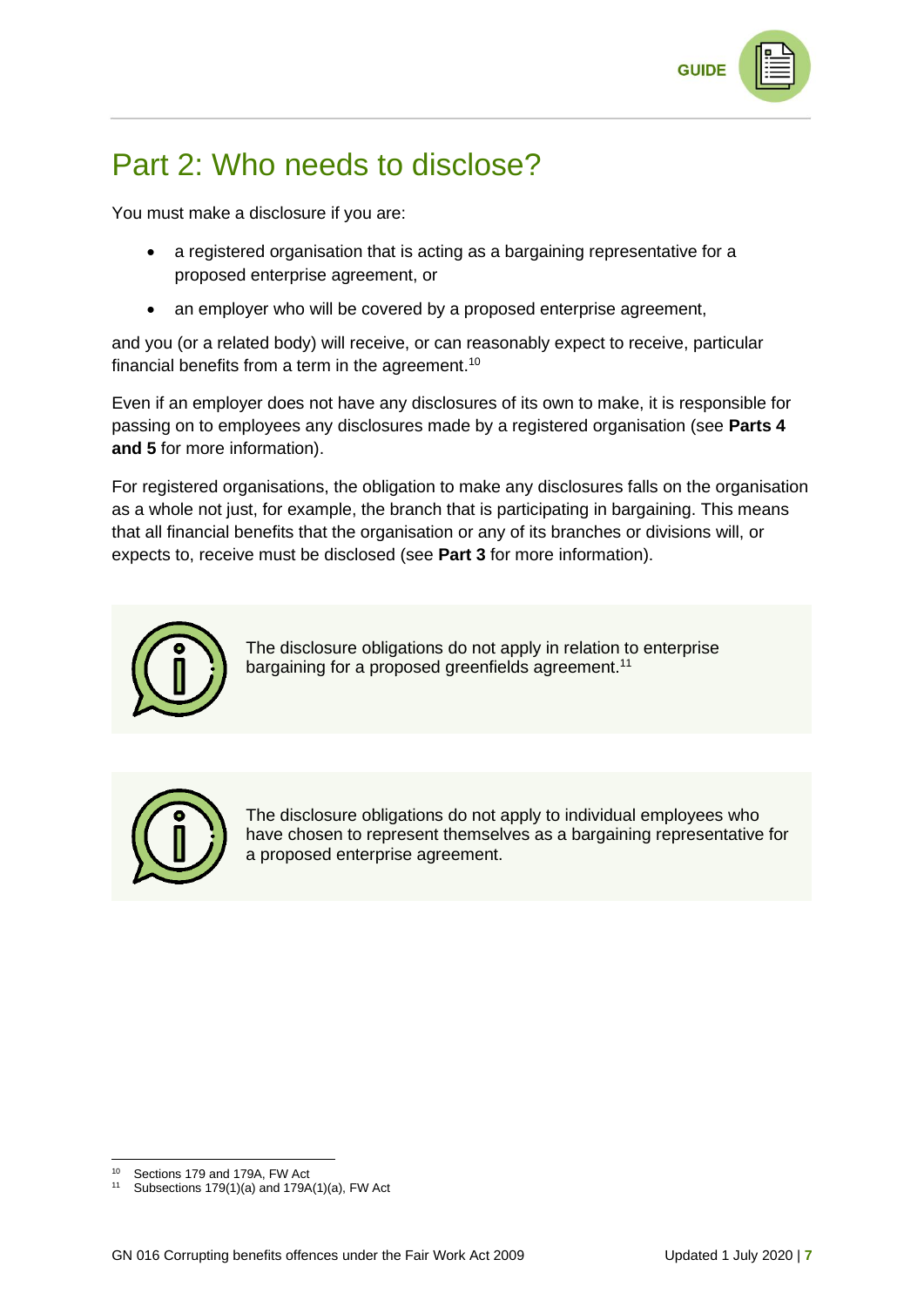# Part 2: Who needs to disclose?

You must make a disclosure if you are:

- a registered organisation that is acting as a bargaining representative for a proposed enterprise agreement, or
- an employer who will be covered by a proposed enterprise agreement,

and you (or a related body) will receive, or can reasonably expect to receive, particular financial benefits from a term in the agreement.[10]

Even if an employer does not have any disclosures of its own to make, it is responsible for passing on to employees any disclosures made by a registered organisation (see **Parts 4 and 5** for more information).

For registered organisations, the obligation to make any disclosures falls on the organisation as a whole not just, for example, the branch that is participating in bargaining. This means that all financial benefits that the organisation or any of its branches or divisions will, or expects to, receive must be disclosed (see **Part 3** for more information).

The disclosure obligations do not apply in relation to enterprise bargaining for a proposed greenfields agreement.[11]

The disclosure obligations do not apply to individual employees who have chosen to represent themselves as a bargaining representative for a proposed enterprise agreement.

---

[10] Sections 179 and 179A, FW Act

[11] Subsections 179(1)(a) and 179A(1)(a), FW Act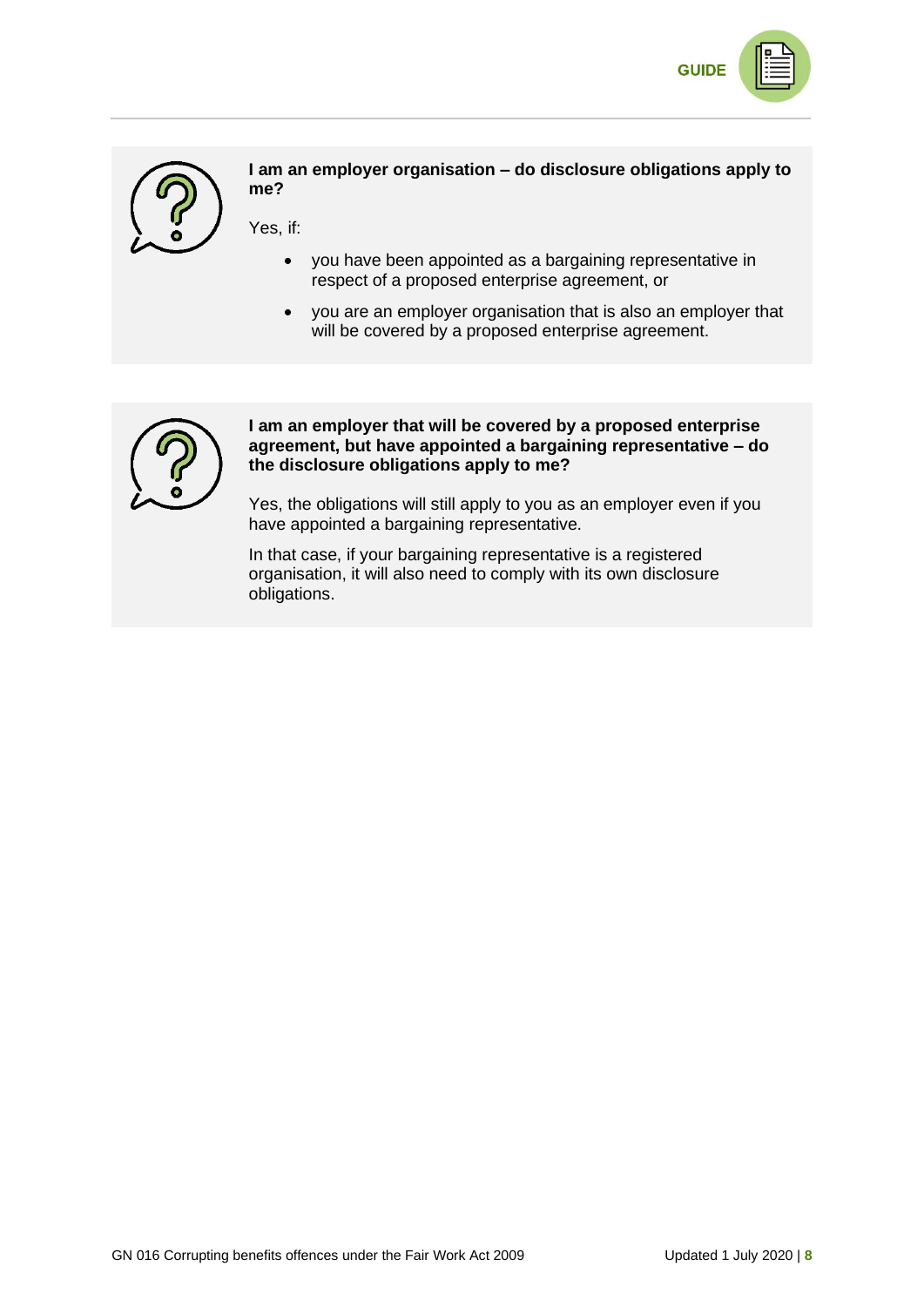**I am an employer organisation – do disclosure obligations apply to me?**

Yes, if:

- you have been appointed as a bargaining representative in respect of a proposed enterprise agreement, or
- you are an employer organisation that is also an employer that will be covered by a proposed enterprise agreement.

**I am an employer that will be covered by a proposed enterprise agreement, but have appointed a bargaining representative – do the disclosure obligations apply to me?**

Yes, the obligations will still apply to you as an employer even if you have appointed a bargaining representative.

In that case, if your bargaining representative is a registered organisation, it will also need to comply with its own disclosure obligations.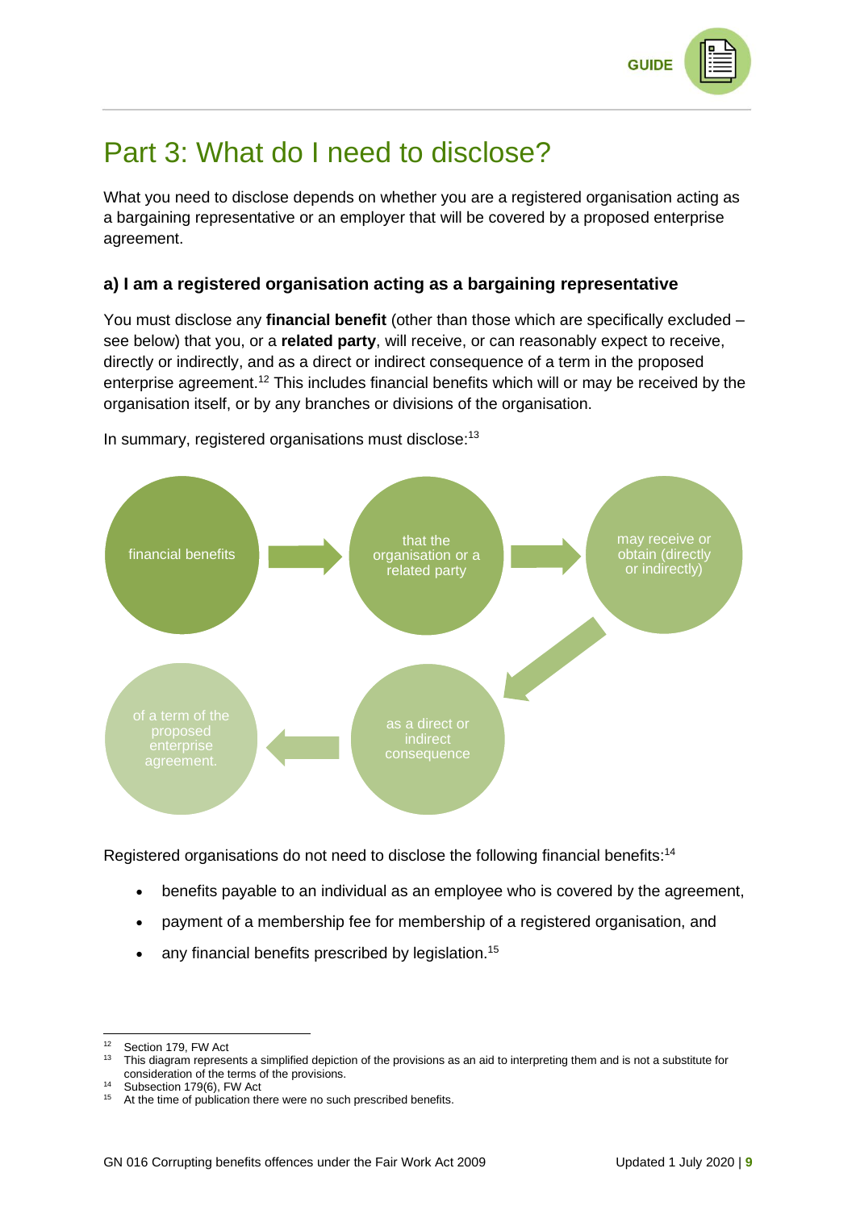# Part 3: What do I need to disclose?

What you need to disclose depends on whether you are a registered organisation acting as a bargaining representative or an employer that will be covered by a proposed enterprise agreement.

### a) I am a registered organisation acting as a bargaining representative

You must disclose any **financial benefit** (other than those which are specifically excluded – see below) that you, or a **related party**, will receive, or can reasonably expect to receive, directly or indirectly, and as a direct or indirect consequence of a term in the proposed enterprise agreement.[12] This includes financial benefits which will or may be received by the organisation itself, or by any branches or divisions of the organisation.

In summary, registered organisations must disclose:[13]

financial benefits → that the organisation or a related party → may receive or obtain (directly or indirectly) → as a direct or indirect consequence → of a term of the proposed enterprise agreement.

Registered organisations do not need to disclose the following financial benefits:[14]

- benefits payable to an individual as an employee who is covered by the agreement,
- payment of a membership fee for membership of a registered organisation, and
- any financial benefits prescribed by legislation.[15]

---

[12] Section 179, FW Act

[13] This diagram represents a simplified depiction of the provisions as an aid to interpreting them and is not a substitute for consideration of the terms of the provisions.

[14] Subsection 179(6), FW Act

[15] At the time of publication there were no such prescribed benefits.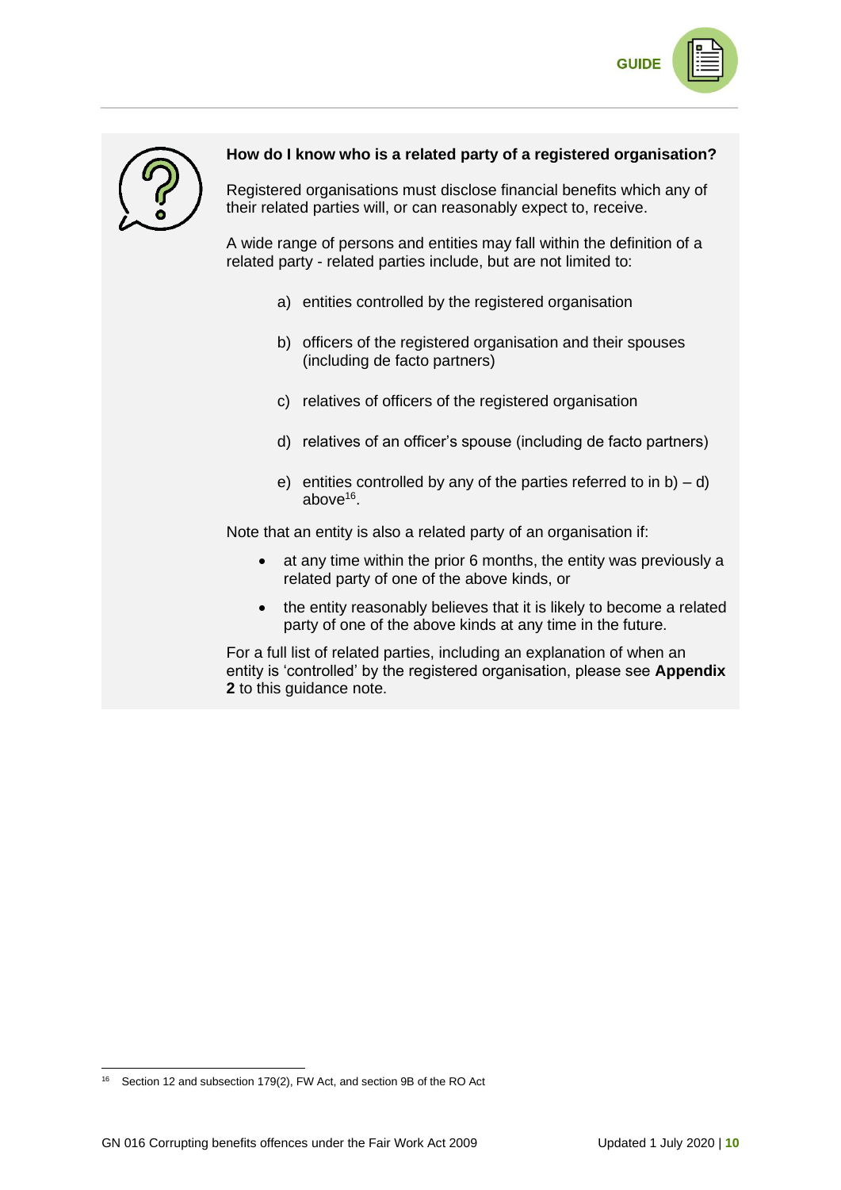### How do I know who is a related party of a registered organisation?

Registered organisations must disclose financial benefits which any of their related parties will, or can reasonably expect to, receive.

A wide range of persons and entities may fall within the definition of a related party - related parties include, but are not limited to:

a) entities controlled by the registered organisation

b) officers of the registered organisation and their spouses (including de facto partners)

c) relatives of officers of the registered organisation

d) relatives of an officer's spouse (including de facto partners)

e) entities controlled by any of the parties referred to in b) – d) above[16].

Note that an entity is also a related party of an organisation if:

- at any time within the prior 6 months, the entity was previously a related party of one of the above kinds, or
- the entity reasonably believes that it is likely to become a related party of one of the above kinds at any time in the future.

For a full list of related parties, including an explanation of when an entity is 'controlled' by the registered organisation, please see **Appendix 2** to this guidance note.

---

[16] Section 12 and subsection 179(2), FW Act, and section 9B of the RO Act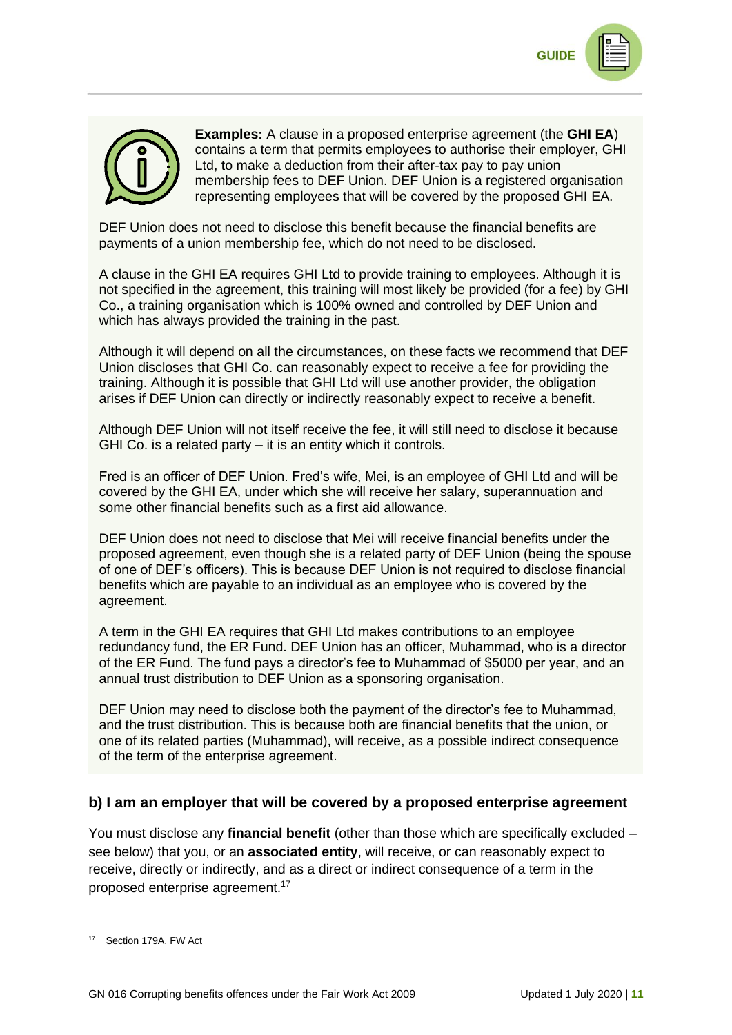**Examples:** A clause in a proposed enterprise agreement (the **GHI EA**) contains a term that permits employees to authorise their employer, GHI Ltd, to make a deduction from their after-tax pay to pay union membership fees to DEF Union. DEF Union is a registered organisation representing employees that will be covered by the proposed GHI EA.

DEF Union does not need to disclose this benefit because the financial benefits are payments of a union membership fee, which do not need to be disclosed.

A clause in the GHI EA requires GHI Ltd to provide training to employees. Although it is not specified in the agreement, this training will most likely be provided (for a fee) by GHI Co., a training organisation which is 100% owned and controlled by DEF Union and which has always provided the training in the past.

Although it will depend on all the circumstances, on these facts we recommend that DEF Union discloses that GHI Co. can reasonably expect to receive a fee for providing the training. Although it is possible that GHI Ltd will use another provider, the obligation arises if DEF Union can directly or indirectly reasonably expect to receive a benefit.

Although DEF Union will not itself receive the fee, it will still need to disclose it because GHI Co. is a related party – it is an entity which it controls.

Fred is an officer of DEF Union. Fred's wife, Mei, is an employee of GHI Ltd and will be covered by the GHI EA, under which she will receive her salary, superannuation and some other financial benefits such as a first aid allowance.

DEF Union does not need to disclose that Mei will receive financial benefits under the proposed agreement, even though she is a related party of DEF Union (being the spouse of one of DEF's officers). This is because DEF Union is not required to disclose financial benefits which are payable to an individual as an employee who is covered by the agreement.

A term in the GHI EA requires that GHI Ltd makes contributions to an employee redundancy fund, the ER Fund. DEF Union has an officer, Muhammad, who is a director of the ER Fund. The fund pays a director's fee to Muhammad of $5000 per year, and an annual trust distribution to DEF Union as a sponsoring organisation.

DEF Union may need to disclose both the payment of the director's fee to Muhammad, and the trust distribution. This is because both are financial benefits that the union, or one of its related parties (Muhammad), will receive, as a possible indirect consequence of the term of the enterprise agreement.

### b) I am an employer that will be covered by a proposed enterprise agreement

You must disclose any **financial benefit** (other than those which are specifically excluded – see below) that you, or an **associated entity**, will receive, or can reasonably expect to receive, directly or indirectly, and as a direct or indirect consequence of a term in the proposed enterprise agreement.[17]

[17] Section 179A, FW Act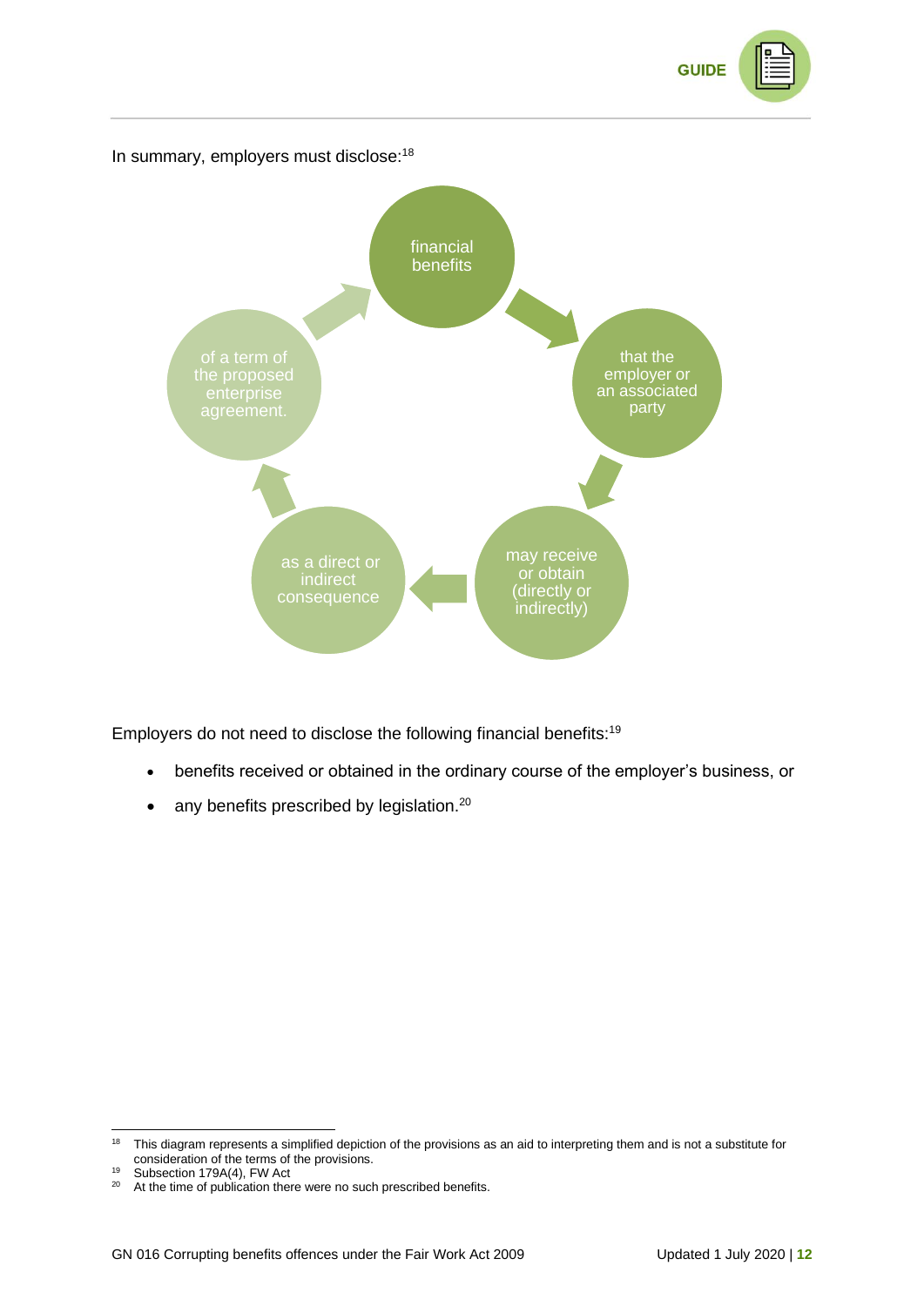In summary, employers must disclose:[18]

financial benefits → that the employer or an associated party → may receive or obtain (directly or indirectly) → as a direct or indirect consequence → of a term of the proposed enterprise agreement.

Employers do not need to disclose the following financial benefits:[19]

- benefits received or obtained in the ordinary course of the employer's business, or
- any benefits prescribed by legislation.[20]

---

[18] This diagram represents a simplified depiction of the provisions as an aid to interpreting them and is not a substitute for consideration of the terms of the provisions.

[19] Subsection 179A(4), FW Act

[20] At the time of publication there were no such prescribed benefits.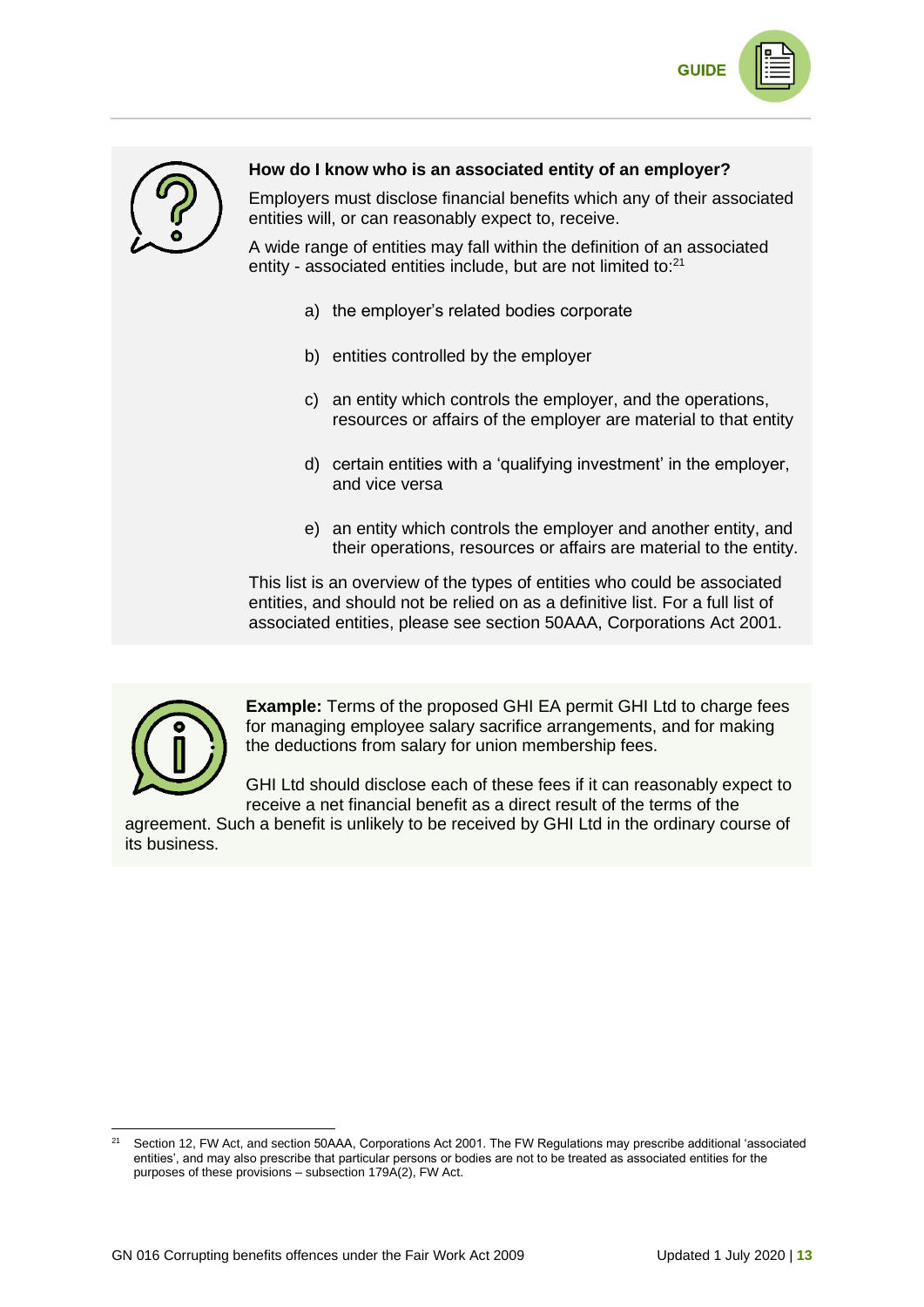### How do I know who is an associated entity of an employer?

Employers must disclose financial benefits which any of their associated entities will, or can reasonably expect to, receive.

A wide range of entities may fall within the definition of an associated entity - associated entities include, but are not limited to:[21]

a) the employer's related bodies corporate

b) entities controlled by the employer

c) an entity which controls the employer, and the operations, resources or affairs of the employer are material to that entity

d) certain entities with a 'qualifying investment' in the employer, and vice versa

e) an entity which controls the employer and another entity, and their operations, resources or affairs are material to the entity.

This list is an overview of the types of entities who could be associated entities, and should not be relied on as a definitive list. For a full list of associated entities, please see section 50AAA, Corporations Act 2001.

**Example:** Terms of the proposed GHI EA permit GHI Ltd to charge fees for managing employee salary sacrifice arrangements, and for making the deductions from salary for union membership fees.

GHI Ltd should disclose each of these fees if it can reasonably expect to receive a net financial benefit as a direct result of the terms of the agreement. Such a benefit is unlikely to be received by GHI Ltd in the ordinary course of its business.

---

[21] Section 12, FW Act, and section 50AAA, Corporations Act 2001. The FW Regulations may prescribe additional 'associated entities', and may also prescribe that particular persons or bodies are not to be treated as associated entities for the purposes of these provisions – subsection 179A(2), FW Act.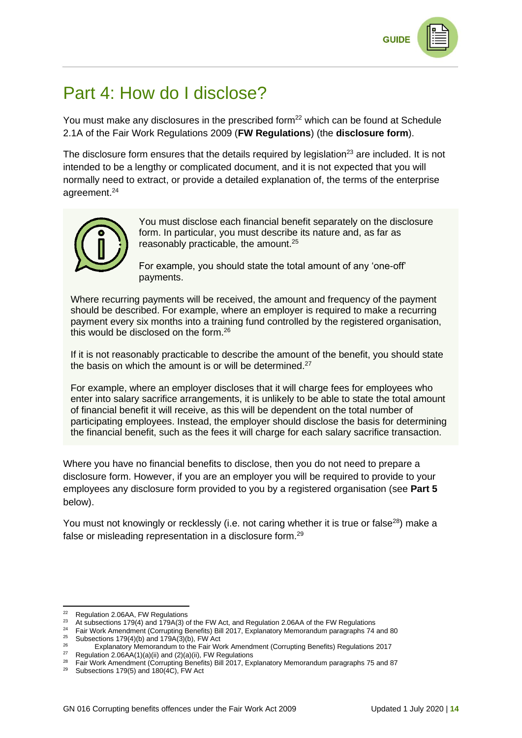# Part 4: How do I disclose?

You must make any disclosures in the prescribed form[22] which can be found at Schedule 2.1A of the Fair Work Regulations 2009 (**FW Regulations**) (the **disclosure form**).

The disclosure form ensures that the details required by legislation[23] are included. It is not intended to be a lengthy or complicated document, and it is not expected that you will normally need to extract, or provide a detailed explanation of, the terms of the enterprise agreement.[24]

> You must disclose each financial benefit separately on the disclosure form. In particular, you must describe its nature and, as far as reasonably practicable, the amount.[25]
>
> For example, you should state the total amount of any 'one-off' payments.
>
> Where recurring payments will be received, the amount and frequency of the payment should be described. For example, where an employer is required to make a recurring payment every six months into a training fund controlled by the registered organisation, this would be disclosed on the form.[26]
>
> If it is not reasonably practicable to describe the amount of the benefit, you should state the basis on which the amount is or will be determined.[27]
>
> For example, where an employer discloses that it will charge fees for employees who enter into salary sacrifice arrangements, it is unlikely to be able to state the total amount of financial benefit it will receive, as this will be dependent on the total number of participating employees. Instead, the employer should disclose the basis for determining the financial benefit, such as the fees it will charge for each salary sacrifice transaction.

Where you have no financial benefits to disclose, then you do not need to prepare a disclosure form. However, if you are an employer you will be required to provide to your employees any disclosure form provided to you by a registered organisation (see **Part 5** below).

You must not knowingly or recklessly (i.e. not caring whether it is true or false[28]) make a false or misleading representation in a disclosure form.[29]

---

[22] Regulation 2.06AA, FW Regulations
[23] At subsections 179(4) and 179A(3) of the FW Act, and Regulation 2.06AA of the FW Regulations
[24] Fair Work Amendment (Corrupting Benefits) Bill 2017, Explanatory Memorandum paragraphs 74 and 80
[25] Subsections 179(4)(b) and 179A(3)(b), FW Act
[26] Explanatory Memorandum to the Fair Work Amendment (Corrupting Benefits) Regulations 2017
[27] Regulation 2.06AA(1)(a)(ii) and (2)(a)(ii), FW Regulations
[28] Fair Work Amendment (Corrupting Benefits) Bill 2017, Explanatory Memorandum paragraphs 75 and 87
[29] Subsections 179(5) and 180(4C), FW Act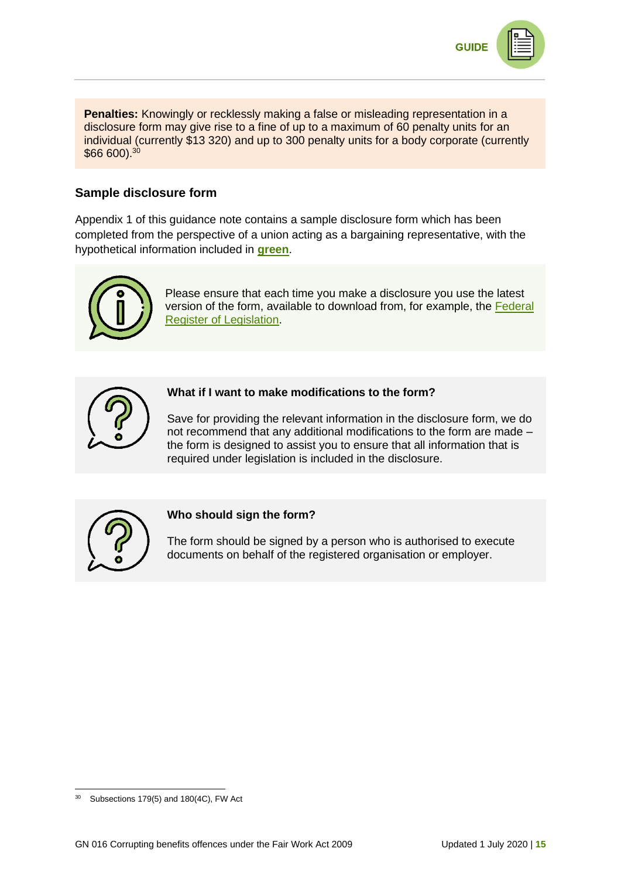**Penalties:** Knowingly or recklessly making a false or misleading representation in a disclosure form may give rise to a fine of up to a maximum of 60 penalty units for an individual (currently $13 320) and up to 300 penalty units for a body corporate (currently $66 600).[30]

### Sample disclosure form

Appendix 1 of this guidance note contains a sample disclosure form which has been completed from the perspective of a union acting as a bargaining representative, with the hypothetical information included in **green**.

Please ensure that each time you make a disclosure you use the latest version of the form, available to download from, for example, the Federal Register of Legislation.

**What if I want to make modifications to the form?**

Save for providing the relevant information in the disclosure form, we do not recommend that any additional modifications to the form are made – the form is designed to assist you to ensure that all information that is required under legislation is included in the disclosure.

**Who should sign the form?**

The form should be signed by a person who is authorised to execute documents on behalf of the registered organisation or employer.

---

[30] Subsections 179(5) and 180(4C), FW Act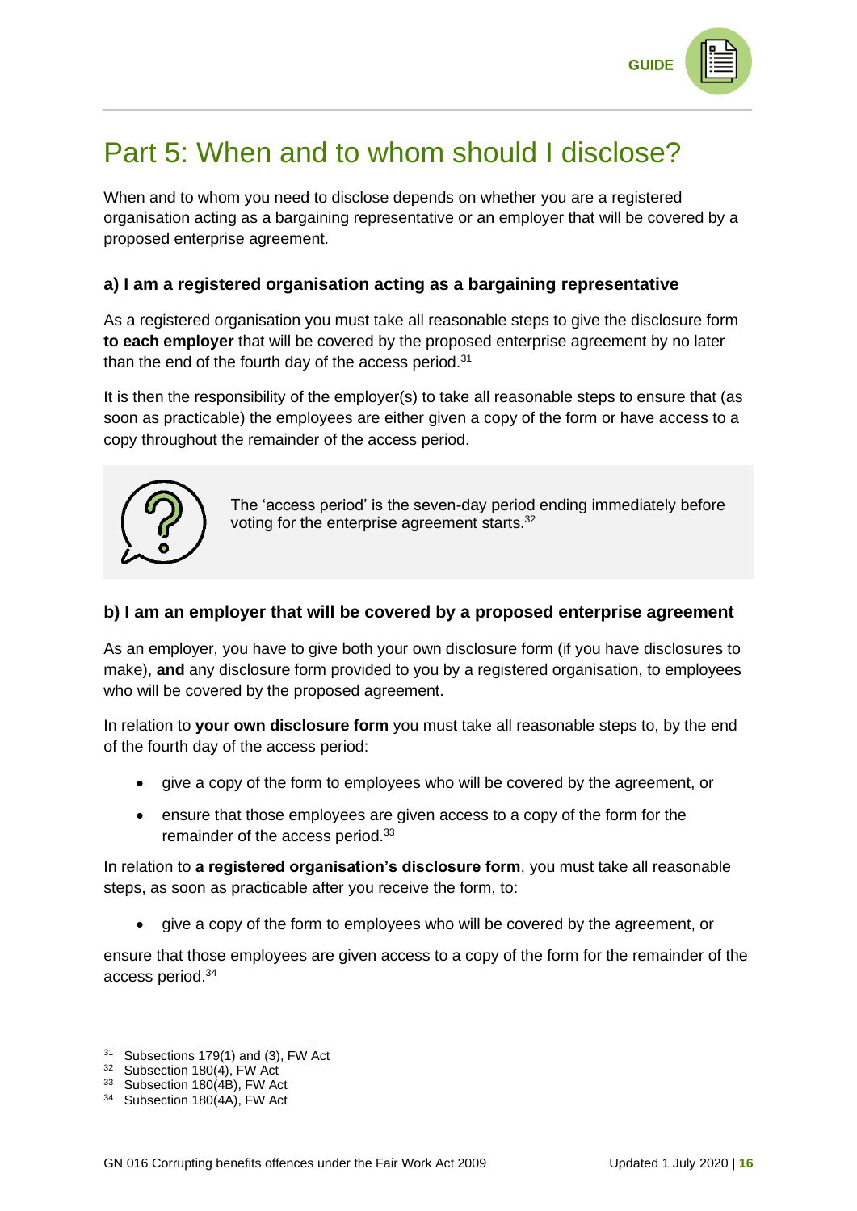# Part 5: When and to whom should I disclose?

When and to whom you need to disclose depends on whether you are a registered organisation acting as a bargaining representative or an employer that will be covered by a proposed enterprise agreement.

### a) I am a registered organisation acting as a bargaining representative

As a registered organisation you must take all reasonable steps to give the disclosure form **to each employer** that will be covered by the proposed enterprise agreement by no later than the end of the fourth day of the access period.[31]

It is then the responsibility of the employer(s) to take all reasonable steps to ensure that (as soon as practicable) the employees are either given a copy of the form or have access to a copy throughout the remainder of the access period.

The 'access period' is the seven-day period ending immediately before voting for the enterprise agreement starts.[32]

### b) I am an employer that will be covered by a proposed enterprise agreement

As an employer, you have to give both your own disclosure form (if you have disclosures to make), **and** any disclosure form provided to you by a registered organisation, to employees who will be covered by the proposed agreement.

In relation to **your own disclosure form** you must take all reasonable steps to, by the end of the fourth day of the access period:

- give a copy of the form to employees who will be covered by the agreement, or
- ensure that those employees are given access to a copy of the form for the remainder of the access period.[33]

In relation to **a registered organisation's disclosure form**, you must take all reasonable steps, as soon as practicable after you receive the form, to:

- give a copy of the form to employees who will be covered by the agreement, or

ensure that those employees are given access to a copy of the form for the remainder of the access period.[34]

---

[31] Subsections 179(1) and (3), FW Act

[32] Subsection 180(4), FW Act

[33] Subsection 180(4B), FW Act

[34] Subsection 180(4A), FW Act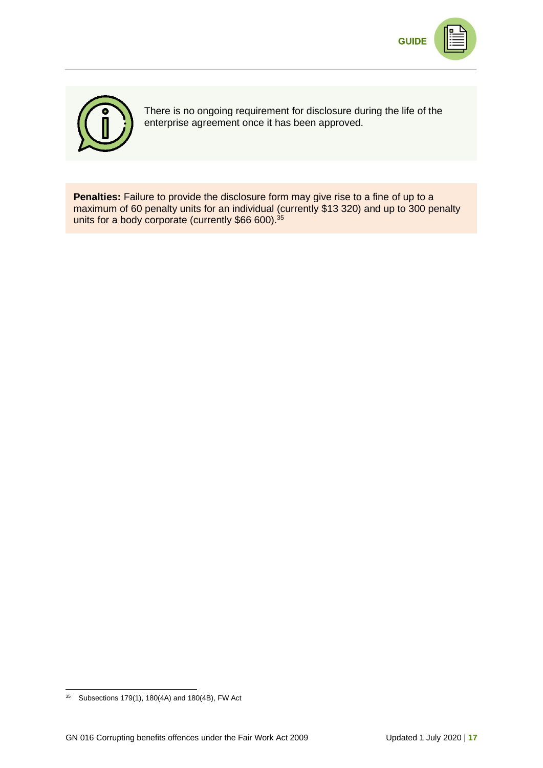There is no ongoing requirement for disclosure during the life of the enterprise agreement once it has been approved.

**Penalties:** Failure to provide the disclosure form may give rise to a fine of up to a maximum of 60 penalty units for an individual (currently $13 320) and up to 300 penalty units for a body corporate (currently $66 600).[35]

[35] Subsections 179(1), 180(4A) and 180(4B), FW Act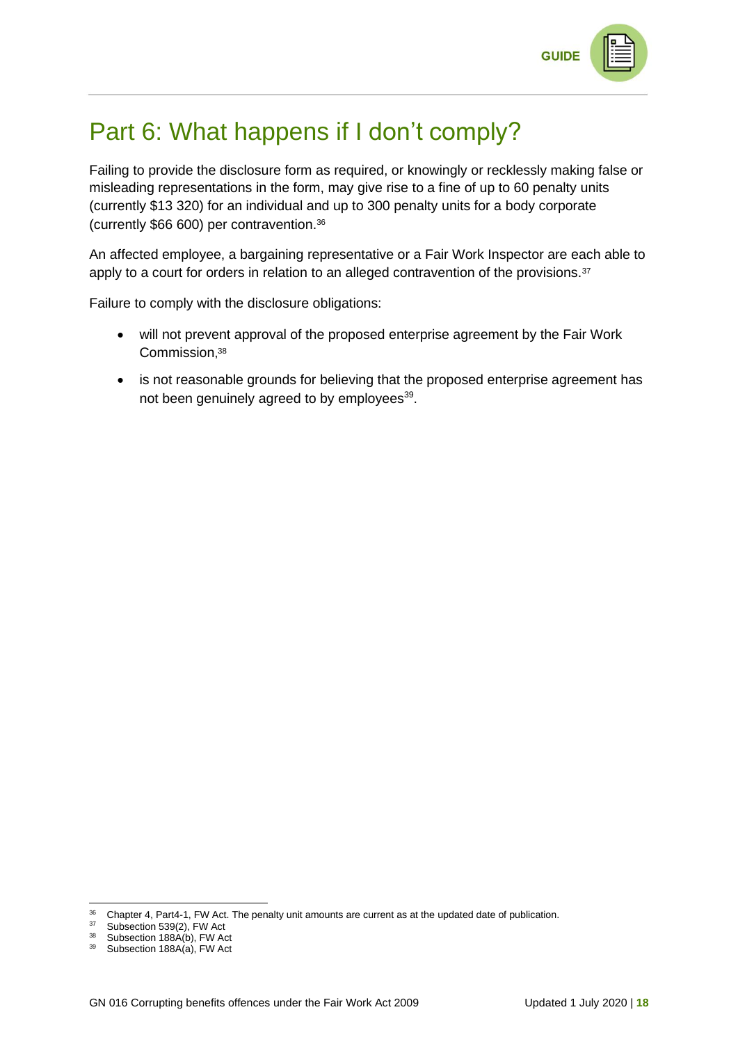# Part 6: What happens if I don't comply?

Failing to provide the disclosure form as required, or knowingly or recklessly making false or misleading representations in the form, may give rise to a fine of up to 60 penalty units (currently $13 320) for an individual and up to 300 penalty units for a body corporate (currently $66 600) per contravention.[36]

An affected employee, a bargaining representative or a Fair Work Inspector are each able to apply to a court for orders in relation to an alleged contravention of the provisions.[37]

Failure to comply with the disclosure obligations:

- will not prevent approval of the proposed enterprise agreement by the Fair Work Commission,[38]
- is not reasonable grounds for believing that the proposed enterprise agreement has not been genuinely agreed to by employees[39].

---

[36] Chapter 4, Part4-1, FW Act. The penalty unit amounts are current as at the updated date of publication.

[37] Subsection 539(2), FW Act

[38] Subsection 188A(b), FW Act

[39] Subsection 188A(a), FW Act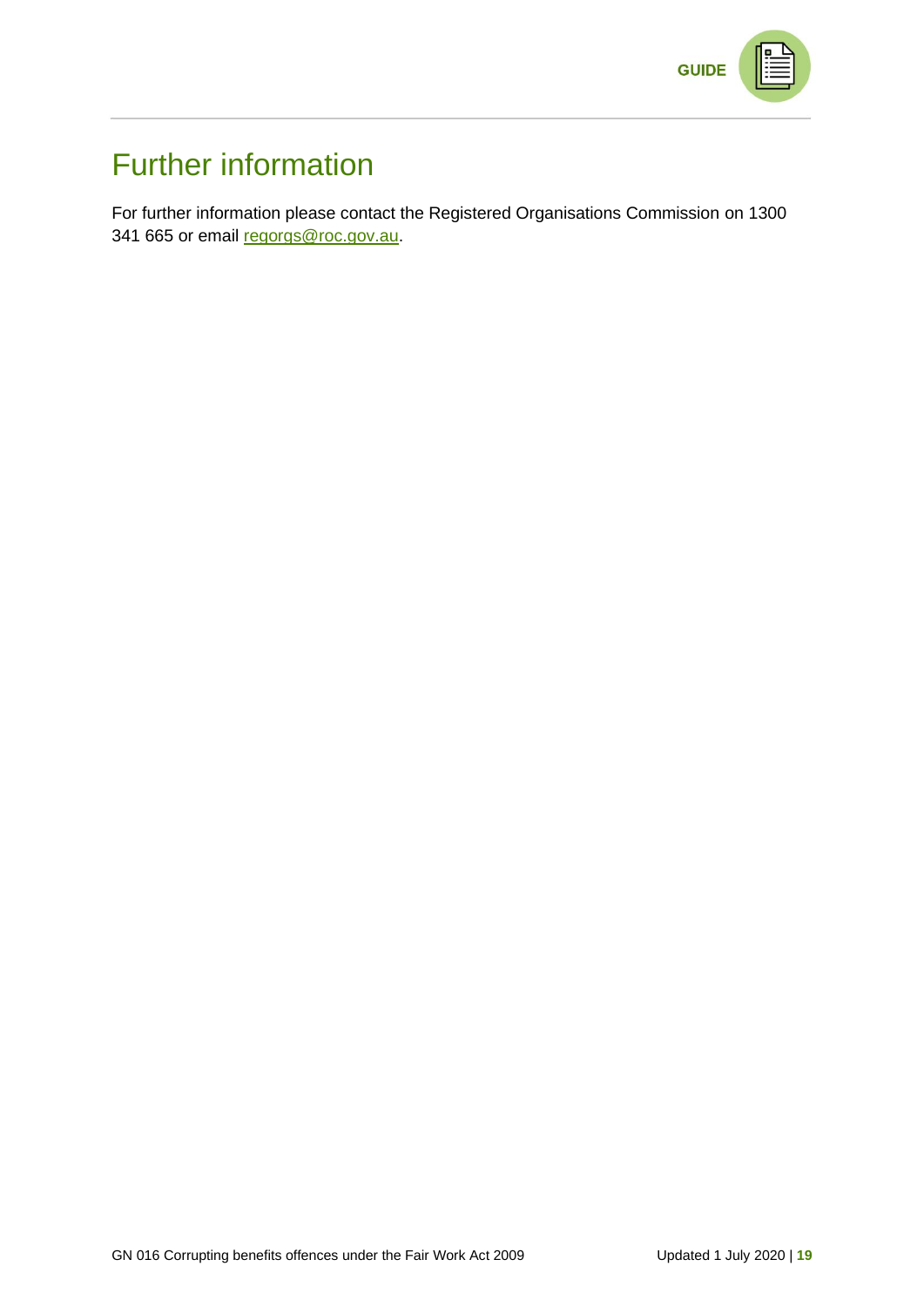# Further information

For further information please contact the Registered Organisations Commission on 1300 341 665 or email [regorgs@roc.gov.au](mailto:regorgs@roc.gov.au).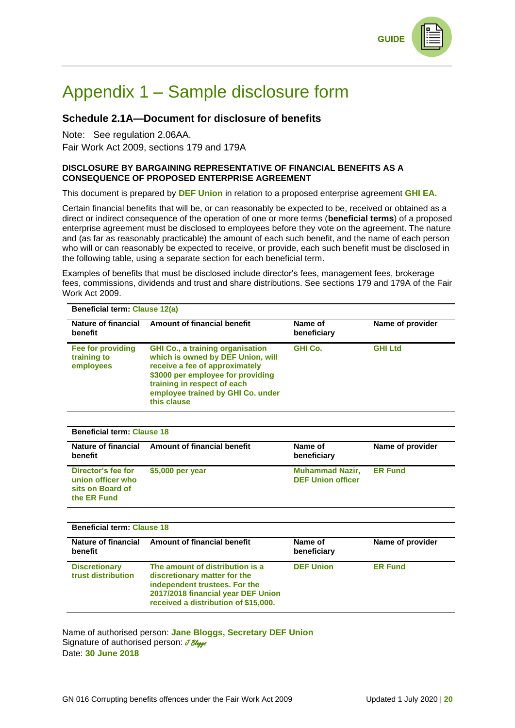# Appendix 1 – Sample disclosure form

### Schedule 2.1A—Document for disclosure of benefits

Note: See regulation 2.06AA.

Fair Work Act 2009, sections 179 and 179A

**DISCLOSURE BY BARGAINING REPRESENTATIVE OF FINANCIAL BENEFITS AS A CONSEQUENCE OF PROPOSED ENTERPRISE AGREEMENT**

This document is prepared by **DEF Union** in relation to a proposed enterprise agreement **GHI EA.**

Certain financial benefits that will be, or can reasonably be expected to be, received or obtained as a direct or indirect consequence of the operation of one or more terms (**beneficial terms**) of a proposed enterprise agreement must be disclosed to employees before they vote on the agreement. The nature and (as far as reasonably practicable) the amount of each such benefit, and the name of each person who will or can reasonably be expected to receive, or provide, each such benefit must be disclosed in the following table, using a separate section for each beneficial term.

Examples of benefits that must be disclosed include director's fees, management fees, brokerage fees, commissions, dividends and trust and share distributions. See sections 179 and 179A of the Fair Work Act 2009.

**Beneficial term: Clause 12(a)**

| Nature of financial benefit | Amount of financial benefit | Name of beneficiary | Name of provider |
|---|---|---|---|
| **Fee for providing training to employees** | **GHI Co., a training organisation which is owned by DEF Union, will receive a fee of approximately $3000 per employee for providing training in respect of each employee trained by GHI Co. under this clause** | **GHI Co.** | **GHI Ltd** |

**Beneficial term: Clause 18**

| Nature of financial benefit | Amount of financial benefit | Name of beneficiary | Name of provider |
|---|---|---|---|
| **Director's fee for union officer who sits on Board of the ER Fund** | **$5,000 per year** | **Muhammad Nazir, DEF Union officer** | **ER Fund** |

**Beneficial term: Clause 18**

| Nature of financial benefit | Amount of financial benefit | Name of beneficiary | Name of provider |
|---|---|---|---|
| **Discretionary trust distribution** | **The amount of distribution is a discretionary matter for the independent trustees. For the 2017/2018 financial year DEF Union received a distribution of $15,000.** | **DEF Union** | **ER Fund** |

Name of authorised person: **Jane Bloggs, Secretary DEF Union**

Signature of authorised person: *J Bloggs*

Date: **30 June 2018**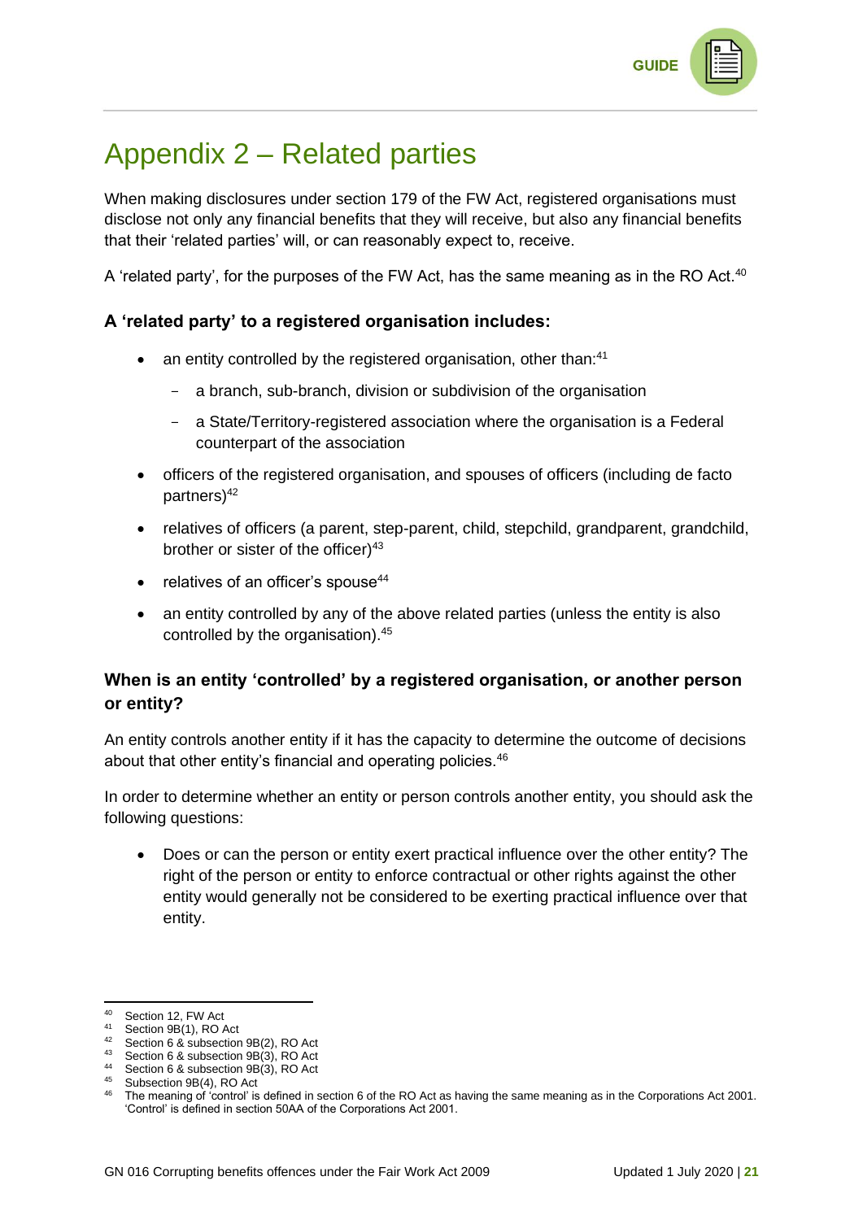# Appendix 2 – Related parties

When making disclosures under section 179 of the FW Act, registered organisations must disclose not only any financial benefits that they will receive, but also any financial benefits that their 'related parties' will, or can reasonably expect to, receive.

A 'related party', for the purposes of the FW Act, has the same meaning as in the RO Act.[40]

### A 'related party' to a registered organisation includes:

- an entity controlled by the registered organisation, other than:[41]
  - a branch, sub-branch, division or subdivision of the organisation
  - a State/Territory-registered association where the organisation is a Federal counterpart of the association
- officers of the registered organisation, and spouses of officers (including de facto partners)[42]
- relatives of officers (a parent, step-parent, child, stepchild, grandparent, grandchild, brother or sister of the officer)[43]
- relatives of an officer's spouse[44]
- an entity controlled by any of the above related parties (unless the entity is also controlled by the organisation).[45]

### When is an entity 'controlled' by a registered organisation, or another person or entity?

An entity controls another entity if it has the capacity to determine the outcome of decisions about that other entity's financial and operating policies.[46]

In order to determine whether an entity or person controls another entity, you should ask the following questions:

- Does or can the person or entity exert practical influence over the other entity? The right of the person or entity to enforce contractual or other rights against the other entity would generally not be considered to be exerting practical influence over that entity.

---

[40] Section 12, FW Act
[41] Section 9B(1), RO Act
[42] Section 6 & subsection 9B(2), RO Act
[43] Section 6 & subsection 9B(3), RO Act
[44] Section 6 & subsection 9B(3), RO Act
[45] Subsection 9B(4), RO Act
[46] The meaning of 'control' is defined in section 6 of the RO Act as having the same meaning as in the Corporations Act 2001. 'Control' is defined in section 50AA of the Corporations Act 2001.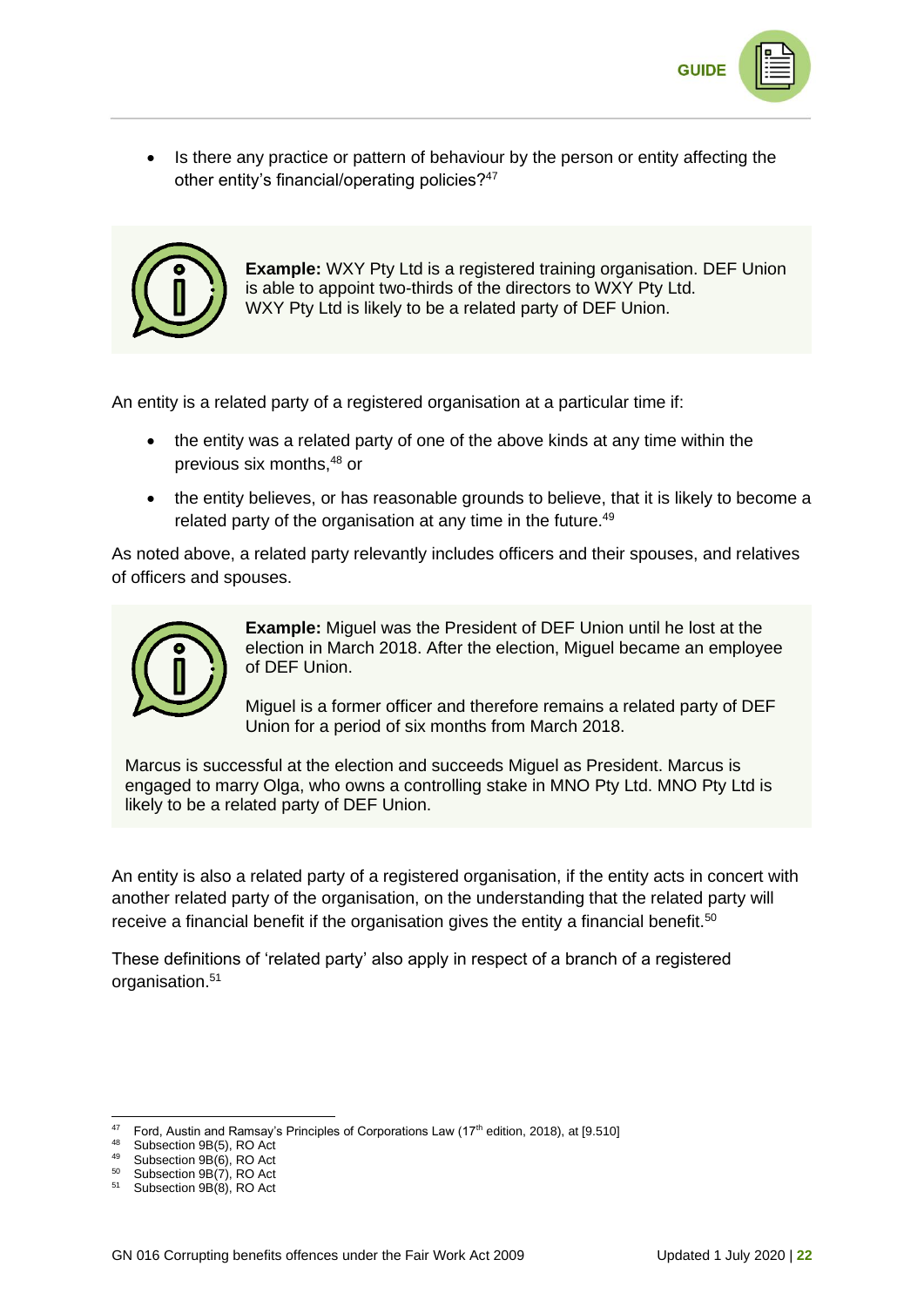- Is there any practice or pattern of behaviour by the person or entity affecting the other entity's financial/operating policies?[47]

> **Example:** WXY Pty Ltd is a registered training organisation. DEF Union is able to appoint two-thirds of the directors to WXY Pty Ltd. WXY Pty Ltd is likely to be a related party of DEF Union.

An entity is a related party of a registered organisation at a particular time if:

- the entity was a related party of one of the above kinds at any time within the previous six months,[48] or
- the entity believes, or has reasonable grounds to believe, that it is likely to become a related party of the organisation at any time in the future.[49]

As noted above, a related party relevantly includes officers and their spouses, and relatives of officers and spouses.

> **Example:** Miguel was the President of DEF Union until he lost at the election in March 2018. After the election, Miguel became an employee of DEF Union.
>
> Miguel is a former officer and therefore remains a related party of DEF Union for a period of six months from March 2018.
>
> Marcus is successful at the election and succeeds Miguel as President. Marcus is engaged to marry Olga, who owns a controlling stake in MNO Pty Ltd. MNO Pty Ltd is likely to be a related party of DEF Union.

An entity is also a related party of a registered organisation, if the entity acts in concert with another related party of the organisation, on the understanding that the related party will receive a financial benefit if the organisation gives the entity a financial benefit.[50]

These definitions of 'related party' also apply in respect of a branch of a registered organisation.[51]

---

[47] Ford, Austin and Ramsay's Principles of Corporations Law (17th edition, 2018), at [9.510]
[48] Subsection 9B(5), RO Act
[49] Subsection 9B(6), RO Act
[50] Subsection 9B(7), RO Act
[51] Subsection 9B(8), RO Act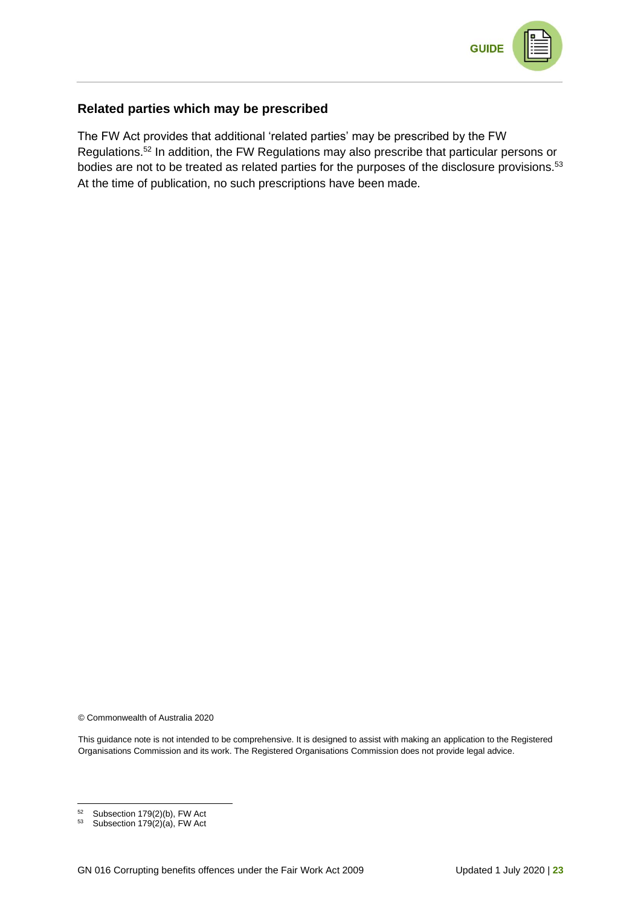## Related parties which may be prescribed

The FW Act provides that additional 'related parties' may be prescribed by the FW Regulations.[52] In addition, the FW Regulations may also prescribe that particular persons or bodies are not to be treated as related parties for the purposes of the disclosure provisions.[53] At the time of publication, no such prescriptions have been made.

© Commonwealth of Australia 2020

This guidance note is not intended to be comprehensive. It is designed to assist with making an application to the Registered Organisations Commission and its work. The Registered Organisations Commission does not provide legal advice.

[52] Subsection 179(2)(b), FW Act

[53] Subsection 179(2)(a), FW Act